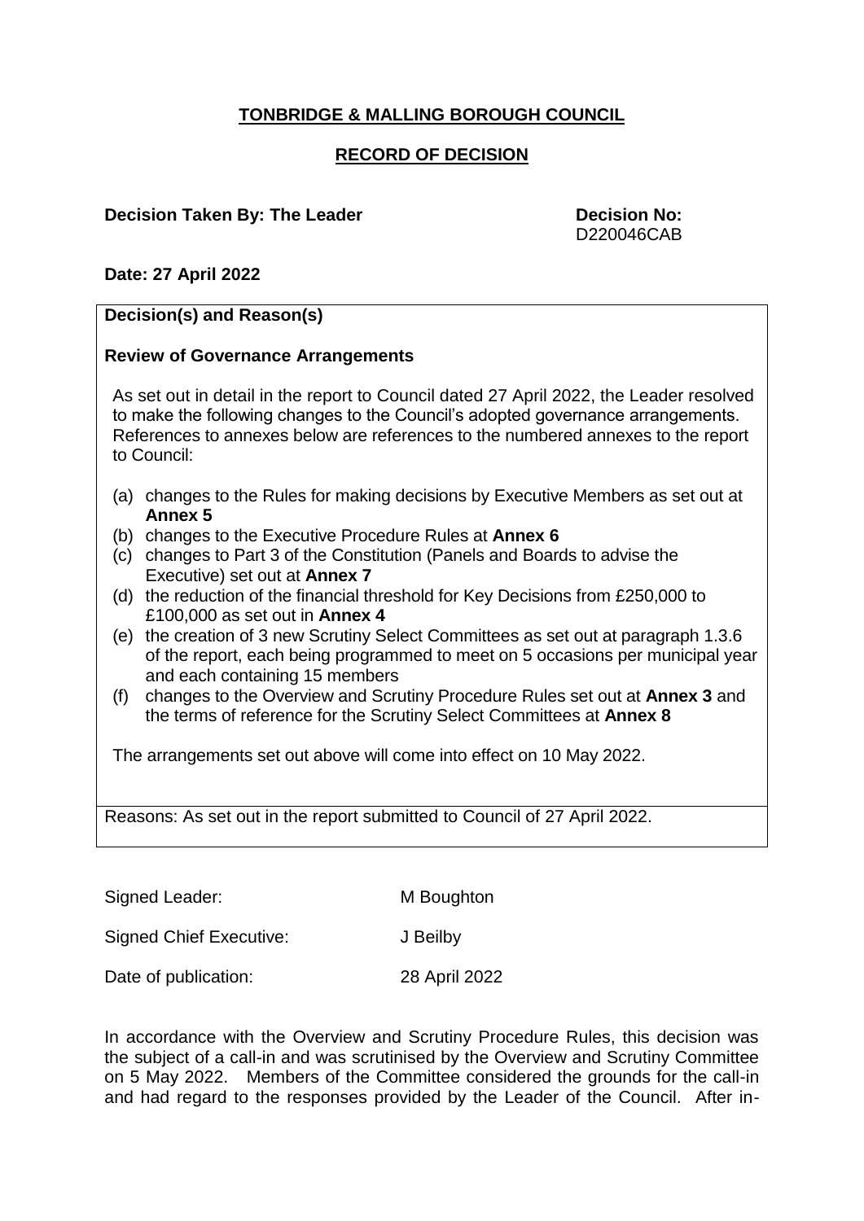# TONBRIDGE & MALLING BOROUGH COUNCIL

## RECORD OF DECISION

**Decision Taken By: The Leader** **Decision No:** D220046CAB

**Date: 27 April 2022**

**Decision(s) and Reason(s)**

**Review of Governance Arrangements**

As set out in detail in the report to Council dated 27 April 2022, the Leader resolved to make the following changes to the Council's adopted governance arrangements. References to annexes below are references to the numbered annexes to the report to Council:

(a) changes to the Rules for making decisions by Executive Members as set out at **Annex 5**

(b) changes to the Executive Procedure Rules at **Annex 6**

(c) changes to Part 3 of the Constitution (Panels and Boards to advise the Executive) set out at **Annex 7**

(d) the reduction of the financial threshold for Key Decisions from £250,000 to £100,000 as set out in **Annex 4**

(e) the creation of 3 new Scrutiny Select Committees as set out at paragraph 1.3.6 of the report, each being programmed to meet on 5 occasions per municipal year and each containing 15 members

(f) changes to the Overview and Scrutiny Procedure Rules set out at **Annex 3** and the terms of reference for the Scrutiny Select Committees at **Annex 8**

The arrangements set out above will come into effect on 10 May 2022.

Reasons: As set out in the report submitted to Council of 27 April 2022.

Signed Leader: M Boughton

Signed Chief Executive: J Beilby

Date of publication: 28 April 2022

In accordance with the Overview and Scrutiny Procedure Rules, this decision was the subject of a call-in and was scrutinised by the Overview and Scrutiny Committee on 5 May 2022. Members of the Committee considered the grounds for the call-in and had regard to the responses provided by the Leader of the Council. After in-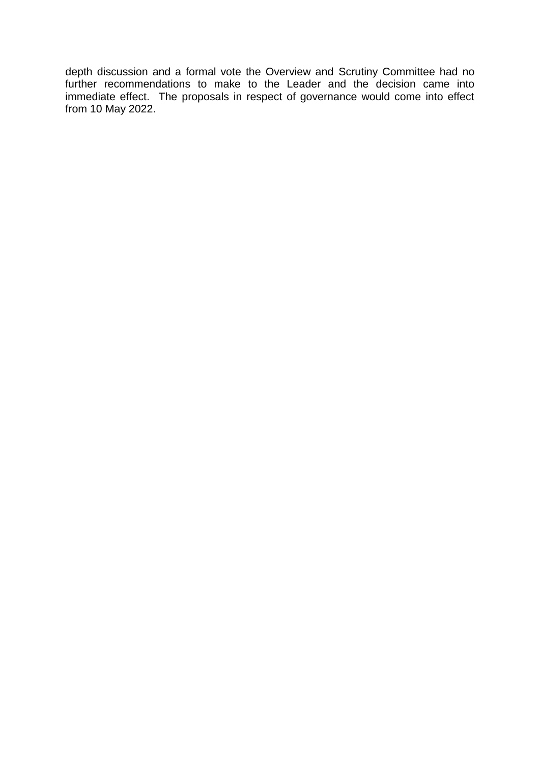depth discussion and a formal vote the Overview and Scrutiny Committee had no further recommendations to make to the Leader and the decision came into immediate effect. The proposals in respect of governance would come into effect from 10 May 2022.